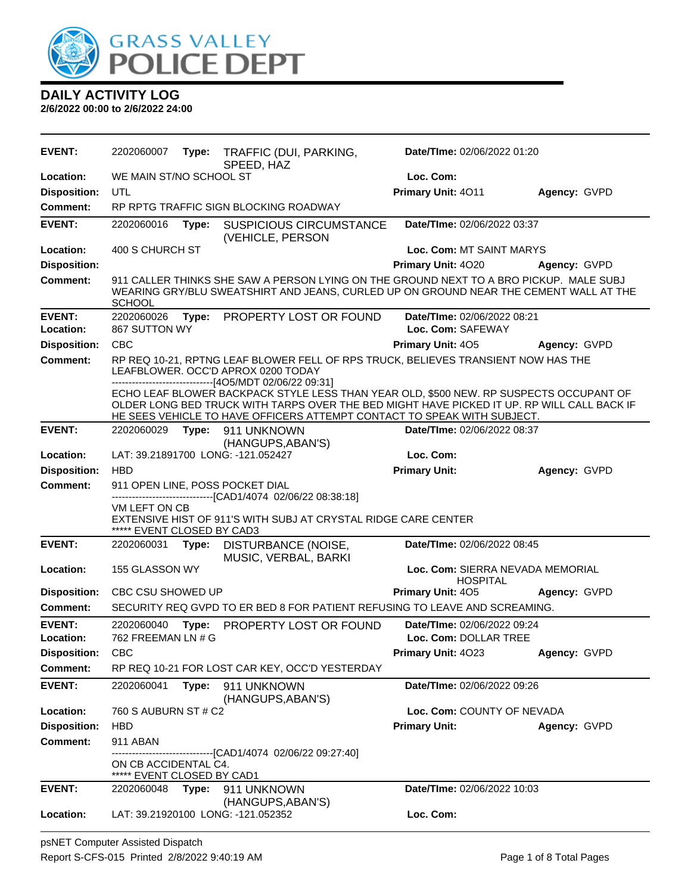# GRASS VALLEY POLICE DEPT

## DAILY ACTIVITY LOG

**2/6/2022 00:00 to 2/6/2022 24:00**

| | | | |
|---|---|---|---|
| **EVENT:** | 2202060007 **Type:** TRAFFIC (DUI, PARKING, SPEED, HAZ | **Date/TIme:** 02/06/2022 01:20 | |
| **Location:** | WE MAIN ST/NO SCHOOL ST | **Loc. Com:** | |
| **Disposition:** | UTL | **Primary Unit:** 4O11 | **Agency:** GVPD |
| **Comment:** | RP RPTG TRAFFIC SIGN BLOCKING ROADWAY | | |

| | | | |
|---|---|---|---|
| **EVENT:** | 2202060016 **Type:** SUSPICIOUS CIRCUMSTANCE (VEHICLE, PERSON | **Date/TIme:** 02/06/2022 03:37 | |
| **Location:** | 400 S CHURCH ST | **Loc. Com:** MT SAINT MARYS | |
| **Disposition:** | | **Primary Unit:** 4O20 | **Agency:** GVPD |
| **Comment:** | 911 CALLER THINKS SHE SAW A PERSON LYING ON THE GROUND NEXT TO A BRO PICKUP. MALE SUBJ WEARING GRY/BLU SWEATSHIRT AND JEANS, CURLED UP ON GROUND NEAR THE CEMENT WALL AT THE SCHOOL | | |

| | | | |
|---|---|---|---|
| **EVENT:** | 2202060026 **Type:** PROPERTY LOST OR FOUND | **Date/TIme:** 02/06/2022 08:21 | |
| **Location:** | 867 SUTTON WY | **Loc. Com:** SAFEWAY | |
| **Disposition:** | CBC | **Primary Unit:** 4O5 | **Agency:** GVPD |
| **Comment:** | RP REQ 10-21, RPTNG LEAF BLOWER FELL OF RPS TRUCK, BELIEVES TRANSIENT NOW HAS THE LEAFBLOWER. OCC'D APROX 0200 TODAY<br>------------------------------[4O5/MDT 02/06/22 09:31]<br>ECHO LEAF BLOWER BACKPACK STYLE LESS THAN YEAR OLD, $500 NEW. RP SUSPECTS OCCUPANT OF OLDER LONG BED TRUCK WITH TARPS OVER THE BED MIGHT HAVE PICKED IT UP. RP WILL CALL BACK IF HE SEES VEHICLE TO HAVE OFFICERS ATTEMPT CONTACT TO SPEAK WITH SUBJECT. | | |

| | | | |
|---|---|---|---|
| **EVENT:** | 2202060029 **Type:** 911 UNKNOWN (HANGUPS,ABAN'S) | **Date/TIme:** 02/06/2022 08:37 | |
| **Location:** | LAT: 39.21891700 LONG: -121.052427 | **Loc. Com:** | |
| **Disposition:** | HBD | **Primary Unit:** | **Agency:** GVPD |
| **Comment:** | 911 OPEN LINE, POSS POCKET DIAL<br>------------------------------[CAD1/4074 02/06/22 08:38:18]<br>VM LEFT ON CB<br>EXTENSIVE HIST OF 911'S WITH SUBJ AT CRYSTAL RIDGE CARE CENTER<br>***** EVENT CLOSED BY CAD3 | | |

| | | | |
|---|---|---|---|
| **EVENT:** | 2202060031 **Type:** DISTURBANCE (NOISE, MUSIC, VERBAL, BARKI | **Date/TIme:** 02/06/2022 08:45 | |
| **Location:** | 155 GLASSON WY | **Loc. Com:** SIERRA NEVADA MEMORIAL HOSPITAL | |
| **Disposition:** | CBC CSU SHOWED UP | **Primary Unit:** 4O5 | **Agency:** GVPD |
| **Comment:** | SECURITY REQ GVPD TO ER BED 8 FOR PATIENT REFUSING TO LEAVE AND SCREAMING. | | |

| | | | |
|---|---|---|---|
| **EVENT:** | 2202060040 **Type:** PROPERTY LOST OR FOUND | **Date/TIme:** 02/06/2022 09:24 | |
| **Location:** | 762 FREEMAN LN # G | **Loc. Com:** DOLLAR TREE | |
| **Disposition:** | CBC | **Primary Unit:** 4O23 | **Agency:** GVPD |
| **Comment:** | RP REQ 10-21 FOR LOST CAR KEY, OCC'D YESTERDAY | | |

| | | | |
|---|---|---|---|
| **EVENT:** | 2202060041 **Type:** 911 UNKNOWN (HANGUPS,ABAN'S) | **Date/TIme:** 02/06/2022 09:26 | |
| **Location:** | 760 S AUBURN ST # C2 | **Loc. Com:** COUNTY OF NEVADA | |
| **Disposition:** | HBD | **Primary Unit:** | **Agency:** GVPD |
| **Comment:** | 911 ABAN<br>------------------------------[CAD1/4074 02/06/22 09:27:40]<br>ON CB ACCIDENTAL C4.<br>***** EVENT CLOSED BY CAD1 | | |

| | | | |
|---|---|---|---|
| **EVENT:** | 2202060048 **Type:** 911 UNKNOWN (HANGUPS,ABAN'S) | **Date/TIme:** 02/06/2022 10:03 | |
| **Location:** | LAT: 39.21920100 LONG: -121.052352 | **Loc. Com:** | |

psNET Computer Assisted Dispatch
Report S-CFS-015 Printed 2/8/2022 9:40:19 AM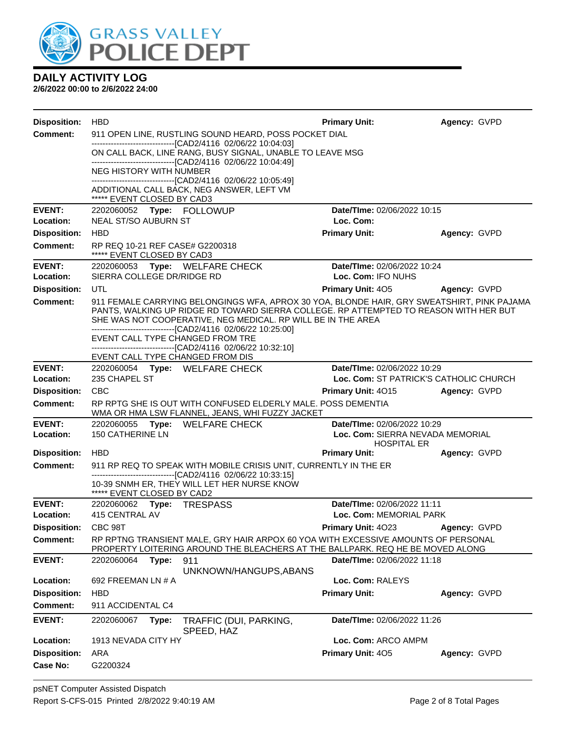# DAILY ACTIVITY LOG

**2/6/2022 00:00 to 2/6/2022 24:00**

**Disposition:** HBD **Primary Unit:** **Agency:** GVPD

**Comment:** 911 OPEN LINE, RUSTLING SOUND HEARD, POSS POCKET DIAL
-------------------------------[CAD2/4116 02/06/22 10:04:03]
ON CALL BACK, LINE RANG, BUSY SIGNAL, UNABLE TO LEAVE MSG
-------------------------------[CAD2/4116 02/06/22 10:04:49]
NEG HISTORY WITH NUMBER
-------------------------------[CAD2/4116 02/06/22 10:05:49]
ADDITIONAL CALL BACK, NEG ANSWER, LEFT VM
***** EVENT CLOSED BY CAD3

---

**EVENT:** 2202060052 **Type:** FOLLOWUP **Date/TIme:** 02/06/2022 10:15
**Location:** NEAL ST/SO AUBURN ST **Loc. Com:**
**Disposition:** HBD **Primary Unit:** **Agency:** GVPD
**Comment:** RP REQ 10-21 REF CASE# G2200318
***** EVENT CLOSED BY CAD3

---

**EVENT:** 2202060053 **Type:** WELFARE CHECK **Date/TIme:** 02/06/2022 10:24
**Location:** SIERRA COLLEGE DR/RIDGE RD **Loc. Com:** IFO NUHS
**Disposition:** UTL **Primary Unit:** 4O5 **Agency:** GVPD
**Comment:** 911 FEMALE CARRYING BELONGINGS WFA, APROX 30 YOA, BLONDE HAIR, GRY SWEATSHIRT, PINK PAJAMA PANTS, WALKING UP RIDGE RD TOWARD SIERRA COLLEGE. RP ATTEMPTED TO REASON WITH HER BUT SHE WAS NOT COOPERATIVE, NEG MEDICAL. RP WILL BE IN THE AREA
-------------------------------[CAD2/4116 02/06/22 10:25:00]
EVENT CALL TYPE CHANGED FROM TRE
-------------------------------[CAD2/4116 02/06/22 10:32:10]
EVENT CALL TYPE CHANGED FROM DIS

---

**EVENT:** 2202060054 **Type:** WELFARE CHECK **Date/TIme:** 02/06/2022 10:29
**Location:** 235 CHAPEL ST **Loc. Com:** ST PATRICK'S CATHOLIC CHURCH
**Disposition:** CBC **Primary Unit:** 4O15 **Agency:** GVPD
**Comment:** RP RPTG SHE IS OUT WITH CONFUSED ELDERLY MALE. POSS DEMENTIA
WMA OR HMA LSW FLANNEL, JEANS, WHI FUZZY JACKET

---

**EVENT:** 2202060055 **Type:** WELFARE CHECK **Date/TIme:** 02/06/2022 10:29
**Location:** 150 CATHERINE LN **Loc. Com:** SIERRA NEVADA MEMORIAL HOSPITAL ER
**Disposition:** HBD **Primary Unit:** **Agency:** GVPD
**Comment:** 911 RP REQ TO SPEAK WITH MOBILE CRISIS UNIT, CURRENTLY IN THE ER
-------------------------------[CAD2/4116 02/06/22 10:33:15]
10-39 SNMH ER, THEY WILL LET HER NURSE KNOW
***** EVENT CLOSED BY CAD2

---

**EVENT:** 2202060062 **Type:** TRESPASS **Date/TIme:** 02/06/2022 11:11
**Location:** 415 CENTRAL AV **Loc. Com:** MEMORIAL PARK
**Disposition:** CBC 98T **Primary Unit:** 4O23 **Agency:** GVPD
**Comment:** RP RPTNG TRANSIENT MALE, GRY HAIR ARPOX 60 YOA WITH EXCESSIVE AMOUNTS OF PERSONAL PROPERTY LOITERING AROUND THE BLEACHERS AT THE BALLPARK. REQ HE BE MOVED ALONG

---

**EVENT:** 2202060064 **Type:** 911 UNKNOWN/HANGUPS,ABANS **Date/TIme:** 02/06/2022 11:18
**Location:** 692 FREEMAN LN # A **Loc. Com:** RALEYS
**Disposition:** HBD **Primary Unit:** **Agency:** GVPD
**Comment:** 911 ACCIDENTAL C4

---

**EVENT:** 2202060067 **Type:** TRAFFIC (DUI, PARKING, SPEED, HAZ **Date/TIme:** 02/06/2022 11:26
**Location:** 1913 NEVADA CITY HY **Loc. Com:** ARCO AMPM
**Disposition:** ARA **Primary Unit:** 4O5 **Agency:** GVPD
**Case No:** G2200324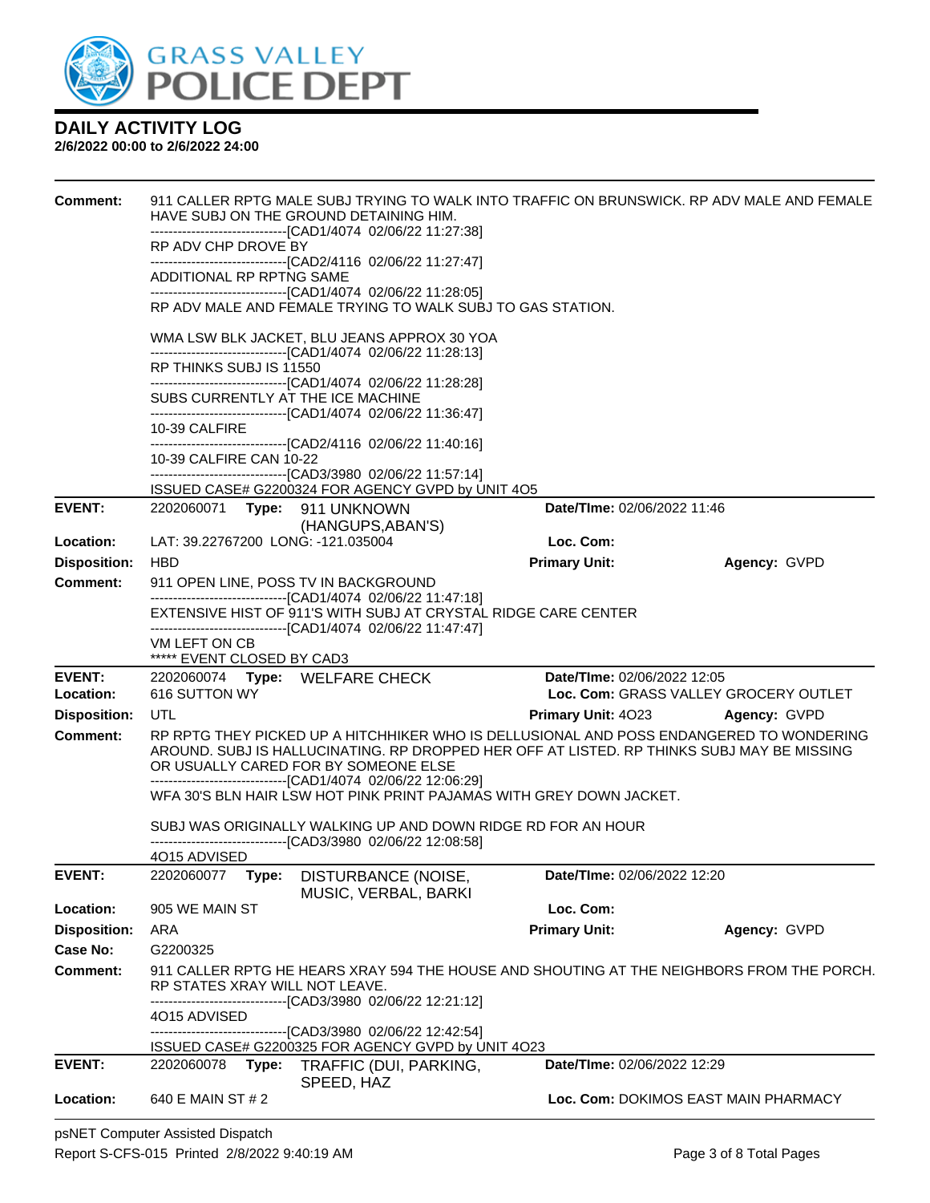# DAILY ACTIVITY LOG

**2/6/2022 00:00 to 2/6/2022 24:00**

**Comment:** 911 CALLER RPTG MALE SUBJ TRYING TO WALK INTO TRAFFIC ON BRUNSWICK. RP ADV MALE AND FEMALE HAVE SUBJ ON THE GROUND DETAINING HIM.
------------------------------[CAD1/4074 02/06/22 11:27:38]
RP ADV CHP DROVE BY
------------------------------[CAD2/4116 02/06/22 11:27:47]
ADDITIONAL RP RPTNG SAME
------------------------------[CAD1/4074 02/06/22 11:28:05]
RP ADV MALE AND FEMALE TRYING TO WALK SUBJ TO GAS STATION.

WMA LSW BLK JACKET, BLU JEANS APPROX 30 YOA
------------------------------[CAD1/4074 02/06/22 11:28:13]
RP THINKS SUBJ IS 11550
------------------------------[CAD1/4074 02/06/22 11:28:28]
SUBS CURRENTLY AT THE ICE MACHINE
------------------------------[CAD1/4074 02/06/22 11:36:47]
10-39 CALFIRE
------------------------------[CAD2/4116 02/06/22 11:40:16]
10-39 CALFIRE CAN 10-22
------------------------------[CAD3/3980 02/06/22 11:57:14]
ISSUED CASE# G2200324 FOR AGENCY GVPD by UNIT 4O5

---

**EVENT:** 2202060071 **Type:** 911 UNKNOWN (HANGUPS,ABAN'S) **Date/TIme:** 02/06/2022 11:46
**Location:** LAT: 39.22767200 LONG: -121.035004 **Loc. Com:**
**Disposition:** HBD **Primary Unit:** **Agency:** GVPD
**Comment:** 911 OPEN LINE, POSS TV IN BACKGROUND
------------------------------[CAD1/4074 02/06/22 11:47:18]
EXTENSIVE HIST OF 911'S WITH SUBJ AT CRYSTAL RIDGE CARE CENTER
------------------------------[CAD1/4074 02/06/22 11:47:47]
VM LEFT ON CB
***** EVENT CLOSED BY CAD3

---

**EVENT:** 2202060074 **Type:** WELFARE CHECK **Date/TIme:** 02/06/2022 12:05
**Location:** 616 SUTTON WY **Loc. Com:** GRASS VALLEY GROCERY OUTLET
**Disposition:** UTL **Primary Unit:** 4O23 **Agency:** GVPD
**Comment:** RP RPTG THEY PICKED UP A HITCHHIKER WHO IS DELLUSIONAL AND POSS ENDANGERED TO WONDERING AROUND. SUBJ IS HALLUCINATING. RP DROPPED HER OFF AT LISTED. RP THINKS SUBJ MAY BE MISSING OR USUALLY CARED FOR BY SOMEONE ELSE
------------------------------[CAD1/4074 02/06/22 12:06:29]
WFA 30'S BLN HAIR LSW HOT PINK PRINT PAJAMAS WITH GREY DOWN JACKET.

SUBJ WAS ORIGINALLY WALKING UP AND DOWN RIDGE RD FOR AN HOUR
------------------------------[CAD3/3980 02/06/22 12:08:58]
4O15 ADVISED

---

**EVENT:** 2202060077 **Type:** DISTURBANCE (NOISE, MUSIC, VERBAL, BARKI **Date/TIme:** 02/06/2022 12:20
**Location:** 905 WE MAIN ST **Loc. Com:**
**Disposition:** ARA **Primary Unit:** **Agency:** GVPD
**Case No:** G2200325
**Comment:** 911 CALLER RPTG HE HEARS XRAY 594 THE HOUSE AND SHOUTING AT THE NEIGHBORS FROM THE PORCH. RP STATES XRAY WILL NOT LEAVE.
------------------------------[CAD3/3980 02/06/22 12:21:12]
4O15 ADVISED
------------------------------[CAD3/3980 02/06/22 12:42:54]
ISSUED CASE# G2200325 FOR AGENCY GVPD by UNIT 4O23

---

**EVENT:** 2202060078 **Type:** TRAFFIC (DUI, PARKING, SPEED, HAZ **Date/TIme:** 02/06/2022 12:29
**Location:** 640 E MAIN ST # 2 **Loc. Com:** DOKIMOS EAST MAIN PHARMACY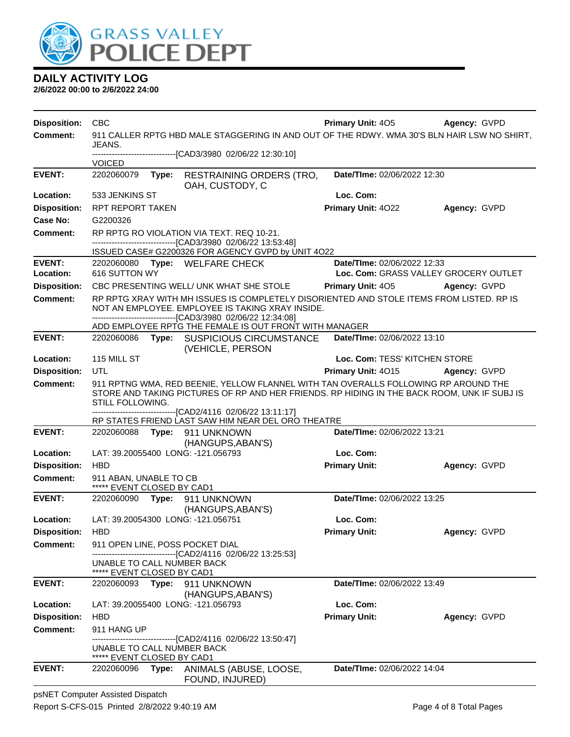# GRASS VALLEY POLICE DEPT

## DAILY ACTIVITY LOG

**2/6/2022 00:00 to 2/6/2022 24:00**

| | | | |
|---|---|---|---|
| **Disposition:** CBC | | **Primary Unit:** 4O5 | **Agency:** GVPD |

**Comment:** 911 CALLER RPTG HBD MALE STAGGERING IN AND OUT OF THE RDWY. WMA 30'S BLN HAIR LSW NO SHIRT, JEANS.
------------------------------[CAD3/3980 02/06/22 12:30:10]
VOICED

---

| | | | |
|---|---|---|---|
| **EVENT:** 2202060079 | **Type:** RESTRAINING ORDERS (TRO, OAH, CUSTODY, C | **Date/TIme:** 02/06/2022 12:30 | |
| **Location:** 533 JENKINS ST | | **Loc. Com:** | |
| **Disposition:** RPT REPORT TAKEN | | **Primary Unit:** 4O22 | **Agency:** GVPD |
| **Case No:** G2200326 | | | |

**Comment:** RP RPTG RO VIOLATION VIA TEXT. REQ 10-21.
------------------------------[CAD3/3980 02/06/22 13:53:48]
ISSUED CASE# G2200326 FOR AGENCY GVPD by UNIT 4O22

---

| | | | |
|---|---|---|---|
| **EVENT:** 2202060080 | **Type:** WELFARE CHECK | **Date/TIme:** 02/06/2022 12:33 | |
| **Location:** 616 SUTTON WY | | **Loc. Com:** GRASS VALLEY GROCERY OUTLET | |
| **Disposition:** CBC PRESENTING WELL/ UNK WHAT SHE STOLE | | **Primary Unit:** 4O5 | **Agency:** GVPD |

**Comment:** RP RPTG XRAY WITH MH ISSUES IS COMPLETELY DISORIENTED AND STOLE ITEMS FROM LISTED. RP IS NOT AN EMPLOYEE. EMPLOYEE IS TAKING XRAY INSIDE.
------------------------------[CAD3/3980 02/06/22 12:34:08]
ADD EMPLOYEE RPTG THE FEMALE IS OUT FRONT WITH MANAGER

---

| | | | |
|---|---|---|---|
| **EVENT:** 2202060086 | **Type:** SUSPICIOUS CIRCUMSTANCE (VEHICLE, PERSON | **Date/TIme:** 02/06/2022 13:10 | |
| **Location:** 115 MILL ST | | **Loc. Com:** TESS' KITCHEN STORE | |
| **Disposition:** UTL | | **Primary Unit:** 4O15 | **Agency:** GVPD |

**Comment:** 911 RPTNG WMA, RED BEENIE, YELLOW FLANNEL WITH TAN OVERALLS FOLLOWING RP AROUND THE STORE AND TAKING PICTURES OF RP AND HER FRIENDS. RP HIDING IN THE BACK ROOM, UNK IF SUBJ IS STILL FOLLOWING.
------------------------------[CAD2/4116 02/06/22 13:11:17]
RP STATES FRIEND LAST SAW HIM NEAR DEL ORO THEATRE

---

| | | | |
|---|---|---|---|
| **EVENT:** 2202060088 | **Type:** 911 UNKNOWN (HANGUPS,ABAN'S) | **Date/TIme:** 02/06/2022 13:21 | |
| **Location:** LAT: 39.20055400 LONG: -121.056793 | | **Loc. Com:** | |
| **Disposition:** HBD | | **Primary Unit:** | **Agency:** GVPD |

**Comment:** 911 ABAN, UNABLE TO CB
***** EVENT CLOSED BY CAD1

---

| | | | |
|---|---|---|---|
| **EVENT:** 2202060090 | **Type:** 911 UNKNOWN (HANGUPS,ABAN'S) | **Date/TIme:** 02/06/2022 13:25 | |
| **Location:** LAT: 39.20054300 LONG: -121.056751 | | **Loc. Com:** | |
| **Disposition:** HBD | | **Primary Unit:** | **Agency:** GVPD |

**Comment:** 911 OPEN LINE, POSS POCKET DIAL
------------------------------[CAD2/4116 02/06/22 13:25:53]
UNABLE TO CALL NUMBER BACK
***** EVENT CLOSED BY CAD1

---

| | | | |
|---|---|---|---|
| **EVENT:** 2202060093 | **Type:** 911 UNKNOWN (HANGUPS,ABAN'S) | **Date/TIme:** 02/06/2022 13:49 | |
| **Location:** LAT: 39.20055400 LONG: -121.056793 | | **Loc. Com:** | |
| **Disposition:** HBD | | **Primary Unit:** | **Agency:** GVPD |

**Comment:** 911 HANG UP
------------------------------[CAD2/4116 02/06/22 13:50:47]
UNABLE TO CALL NUMBER BACK
***** EVENT CLOSED BY CAD1

---

| | | | |
|---|---|---|---|
| **EVENT:** 2202060096 | **Type:** ANIMALS (ABUSE, LOOSE, FOUND, INJURED) | **Date/TIme:** 02/06/2022 14:04 | |

psNET Computer Assisted Dispatch
Report S-CFS-015 Printed 2/8/2022 9:40:19 AM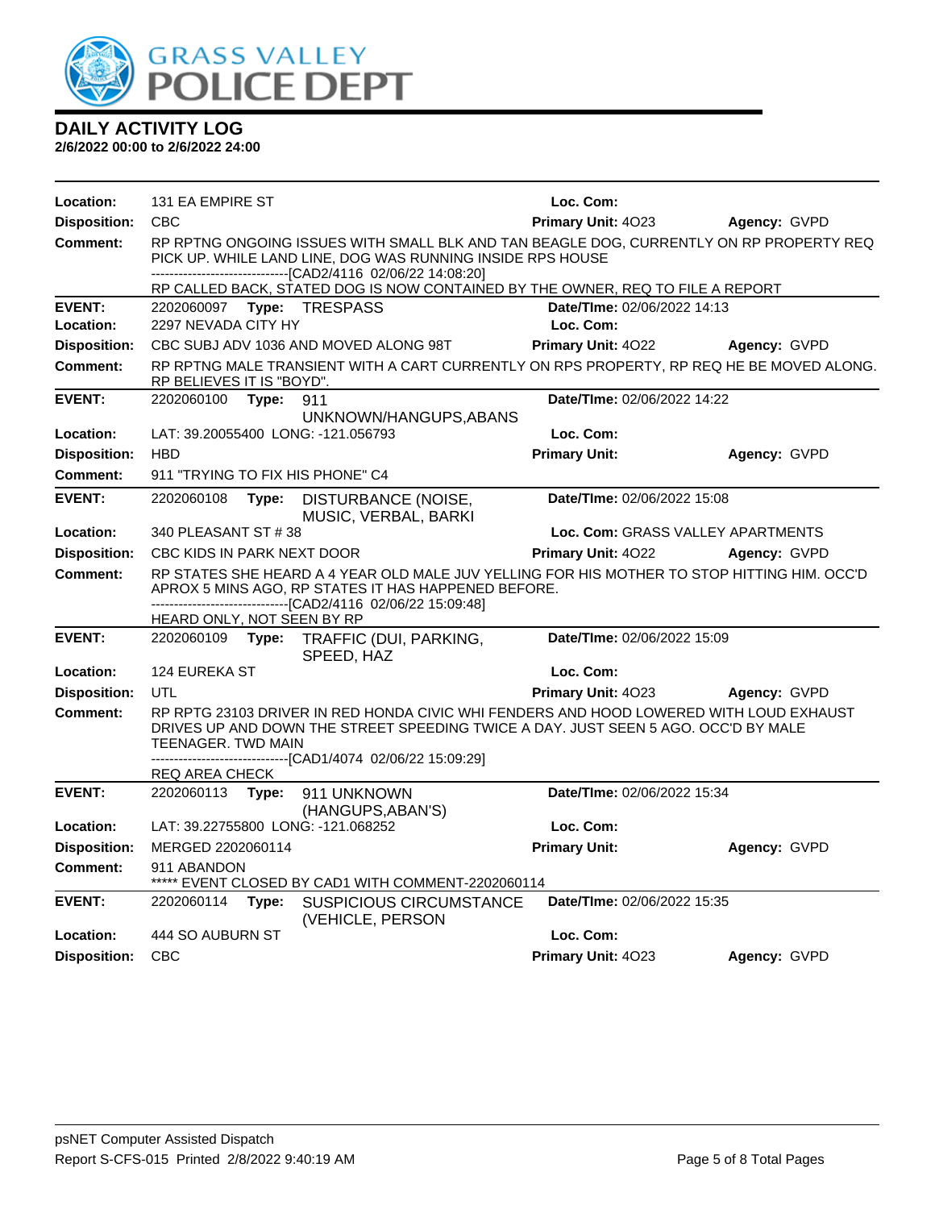# GRASS VALLEY POLICE DEPT

## DAILY ACTIVITY LOG

**2/6/2022 00:00 to 2/6/2022 24:00**

| | | | |
|---|---|---|---|
| **Location:** | 131 EA EMPIRE ST | **Loc. Com:** | |
| **Disposition:** | CBC | **Primary Unit:** 4O23 | **Agency:** GVPD |
| **Comment:** | RP RPTNG ONGOING ISSUES WITH SMALL BLK AND TAN BEAGLE DOG, CURRENTLY ON RP PROPERTY REQ PICK UP. WHILE LAND LINE, DOG WAS RUNNING INSIDE RPS HOUSE<br>-------------------------------[CAD2/4116 02/06/22 14:08:20]<br>RP CALLED BACK, STATED DOG IS NOW CONTAINED BY THE OWNER, REQ TO FILE A REPORT | | |

| | | | |
|---|---|---|---|
| **EVENT:** | 2202060097 **Type:** TRESPASS | **Date/TIme:** 02/06/2022 14:13 | |
| **Location:** | 2297 NEVADA CITY HY | **Loc. Com:** | |
| **Disposition:** | CBC SUBJ ADV 1036 AND MOVED ALONG 98T | **Primary Unit:** 4O22 | **Agency:** GVPD |
| **Comment:** | RP RPTNG MALE TRANSIENT WITH A CART CURRENTLY ON RPS PROPERTY, RP REQ HE BE MOVED ALONG. RP BELIEVES IT IS "BOYD". | | |

| | | | |
|---|---|---|---|
| **EVENT:** | 2202060100 **Type:** 911 UNKNOWN/HANGUPS,ABANS | **Date/TIme:** 02/06/2022 14:22 | |
| **Location:** | LAT: 39.20055400 LONG: -121.056793 | **Loc. Com:** | |
| **Disposition:** | HBD | **Primary Unit:** | **Agency:** GVPD |
| **Comment:** | 911 "TRYING TO FIX HIS PHONE" C4 | | |

| | | | |
|---|---|---|---|
| **EVENT:** | 2202060108 **Type:** DISTURBANCE (NOISE, MUSIC, VERBAL, BARKI | **Date/TIme:** 02/06/2022 15:08 | |
| **Location:** | 340 PLEASANT ST # 38 | **Loc. Com:** GRASS VALLEY APARTMENTS | |
| **Disposition:** | CBC KIDS IN PARK NEXT DOOR | **Primary Unit:** 4O22 | **Agency:** GVPD |
| **Comment:** | RP STATES SHE HEARD A 4 YEAR OLD MALE JUV YELLING FOR HIS MOTHER TO STOP HITTING HIM. OCC'D APROX 5 MINS AGO, RP STATES IT HAS HAPPENED BEFORE.<br>-------------------------------[CAD2/4116 02/06/22 15:09:48]<br>HEARD ONLY, NOT SEEN BY RP | | |

| | | | |
|---|---|---|---|
| **EVENT:** | 2202060109 **Type:** TRAFFIC (DUI, PARKING, SPEED, HAZ | **Date/TIme:** 02/06/2022 15:09 | |
| **Location:** | 124 EUREKA ST | **Loc. Com:** | |
| **Disposition:** | UTL | **Primary Unit:** 4O23 | **Agency:** GVPD |
| **Comment:** | RP RPTG 23103 DRIVER IN RED HONDA CIVIC WHI FENDERS AND HOOD LOWERED WITH LOUD EXHAUST DRIVES UP AND DOWN THE STREET SPEEDING TWICE A DAY. JUST SEEN 5 AGO. OCC'D BY MALE TEENAGER. TWD MAIN<br>-------------------------------[CAD1/4074 02/06/22 15:09:29]<br>REQ AREA CHECK | | |

| | | | |
|---|---|---|---|
| **EVENT:** | 2202060113 **Type:** 911 UNKNOWN (HANGUPS,ABAN'S) | **Date/TIme:** 02/06/2022 15:34 | |
| **Location:** | LAT: 39.22755800 LONG: -121.068252 | **Loc. Com:** | |
| **Disposition:** | MERGED 2202060114 | **Primary Unit:** | **Agency:** GVPD |
| **Comment:** | 911 ABANDON<br>***** EVENT CLOSED BY CAD1 WITH COMMENT-2202060114 | | |

| | | | |
|---|---|---|---|
| **EVENT:** | 2202060114 **Type:** SUSPICIOUS CIRCUMSTANCE (VEHICLE, PERSON | **Date/TIme:** 02/06/2022 15:35 | |
| **Location:** | 444 SO AUBURN ST | **Loc. Com:** | |
| **Disposition:** | CBC | **Primary Unit:** 4O23 | **Agency:** GVPD |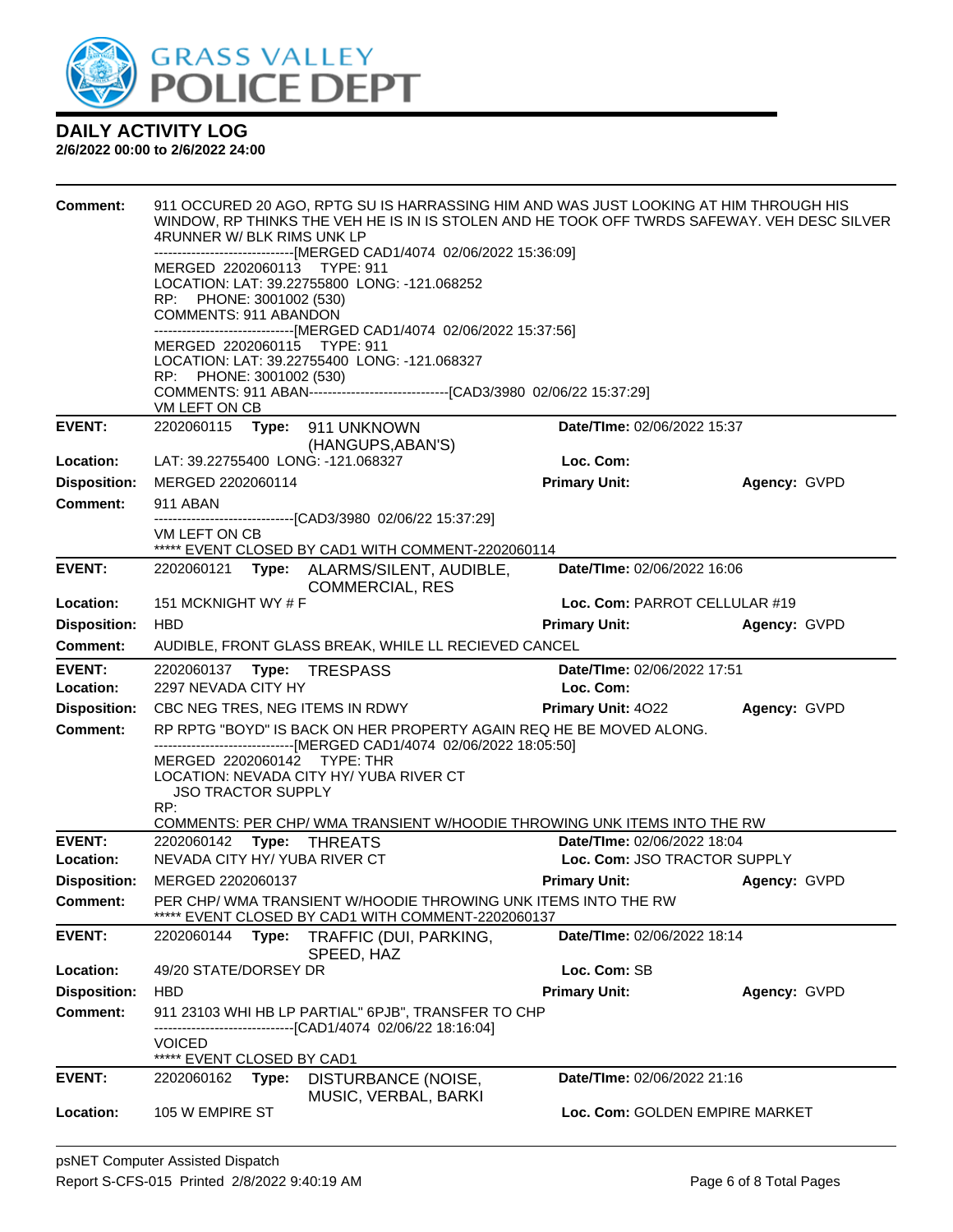# DAILY ACTIVITY LOG

**2/6/2022 00:00 to 2/6/2022 24:00**

**Comment:** 911 OCCURED 20 AGO, RPTG SU IS HARRASSING HIM AND WAS JUST LOOKING AT HIM THROUGH HIS WINDOW, RP THINKS THE VEH HE IS IN IS STOLEN AND HE TOOK OFF TWRDS SAFEWAY. VEH DESC SILVER 4RUNNER W/ BLK RIMS UNK LP
------------------------------[MERGED CAD1/4074 02/06/2022 15:36:09]
MERGED 2202060113 TYPE: 911
LOCATION: LAT: 39.22755800 LONG: -121.068252
RP: PHONE: 3001002 (530)
COMMENTS: 911 ABANDON
------------------------------[MERGED CAD1/4074 02/06/2022 15:37:56]
MERGED 2202060115 TYPE: 911
LOCATION: LAT: 39.22755400 LONG: -121.068327
RP: PHONE: 3001002 (530)
COMMENTS: 911 ABAN------------------------------[CAD3/3980 02/06/22 15:37:29]
VM LEFT ON CB

---

**EVENT:** 2202060115 **Type:** 911 UNKNOWN (HANGUPS,ABAN'S) **Date/TIme:** 02/06/2022 15:37
**Location:** LAT: 39.22755400 LONG: -121.068327 **Loc. Com:**
**Disposition:** MERGED 2202060114 **Primary Unit:** **Agency:** GVPD
**Comment:** 911 ABAN
------------------------------[CAD3/3980 02/06/22 15:37:29]
VM LEFT ON CB
***** EVENT CLOSED BY CAD1 WITH COMMENT-2202060114

---

**EVENT:** 2202060121 **Type:** ALARMS/SILENT, AUDIBLE, COMMERCIAL, RES **Date/TIme:** 02/06/2022 16:06
**Location:** 151 MCKNIGHT WY # F **Loc. Com:** PARROT CELLULAR #19
**Disposition:** HBD **Primary Unit:** **Agency:** GVPD
**Comment:** AUDIBLE, FRONT GLASS BREAK, WHILE LL RECIEVED CANCEL

---

**EVENT:** 2202060137 **Type:** TRESPASS **Date/TIme:** 02/06/2022 17:51
**Location:** 2297 NEVADA CITY HY **Loc. Com:**
**Disposition:** CBC NEG TRES, NEG ITEMS IN RDWY **Primary Unit:** 4O22 **Agency:** GVPD
**Comment:** RP RPTG "BOYD" IS BACK ON HER PROPERTY AGAIN REQ HE BE MOVED ALONG.
------------------------------[MERGED CAD1/4074 02/06/2022 18:05:50]
MERGED 2202060142 TYPE: THR
LOCATION: NEVADA CITY HY/ YUBA RIVER CT
JSO TRACTOR SUPPLY
RP:
COMMENTS: PER CHP/ WMA TRANSIENT W/HOODIE THROWING UNK ITEMS INTO THE RW

---

**EVENT:** 2202060142 **Type:** THREATS **Date/TIme:** 02/06/2022 18:04
**Location:** NEVADA CITY HY/ YUBA RIVER CT **Loc. Com:** JSO TRACTOR SUPPLY
**Disposition:** MERGED 2202060137 **Primary Unit:** **Agency:** GVPD
**Comment:** PER CHP/ WMA TRANSIENT W/HOODIE THROWING UNK ITEMS INTO THE RW
***** EVENT CLOSED BY CAD1 WITH COMMENT-2202060137

---

**EVENT:** 2202060144 **Type:** TRAFFIC (DUI, PARKING, SPEED, HAZ **Date/TIme:** 02/06/2022 18:14
**Location:** 49/20 STATE/DORSEY DR **Loc. Com:** SB
**Disposition:** HBD **Primary Unit:** **Agency:** GVPD
**Comment:** 911 23103 WHI HB LP PARTIAL" 6PJB", TRANSFER TO CHP
------------------------------[CAD1/4074 02/06/22 18:16:04]
VOICED
***** EVENT CLOSED BY CAD1

---

**EVENT:** 2202060162 **Type:** DISTURBANCE (NOISE, MUSIC, VERBAL, BARKI **Date/TIme:** 02/06/2022 21:16
**Location:** 105 W EMPIRE ST **Loc. Com:** GOLDEN EMPIRE MARKET

psNET Computer Assisted Dispatch
Report S-CFS-015 Printed 2/8/2022 9:40:19 AM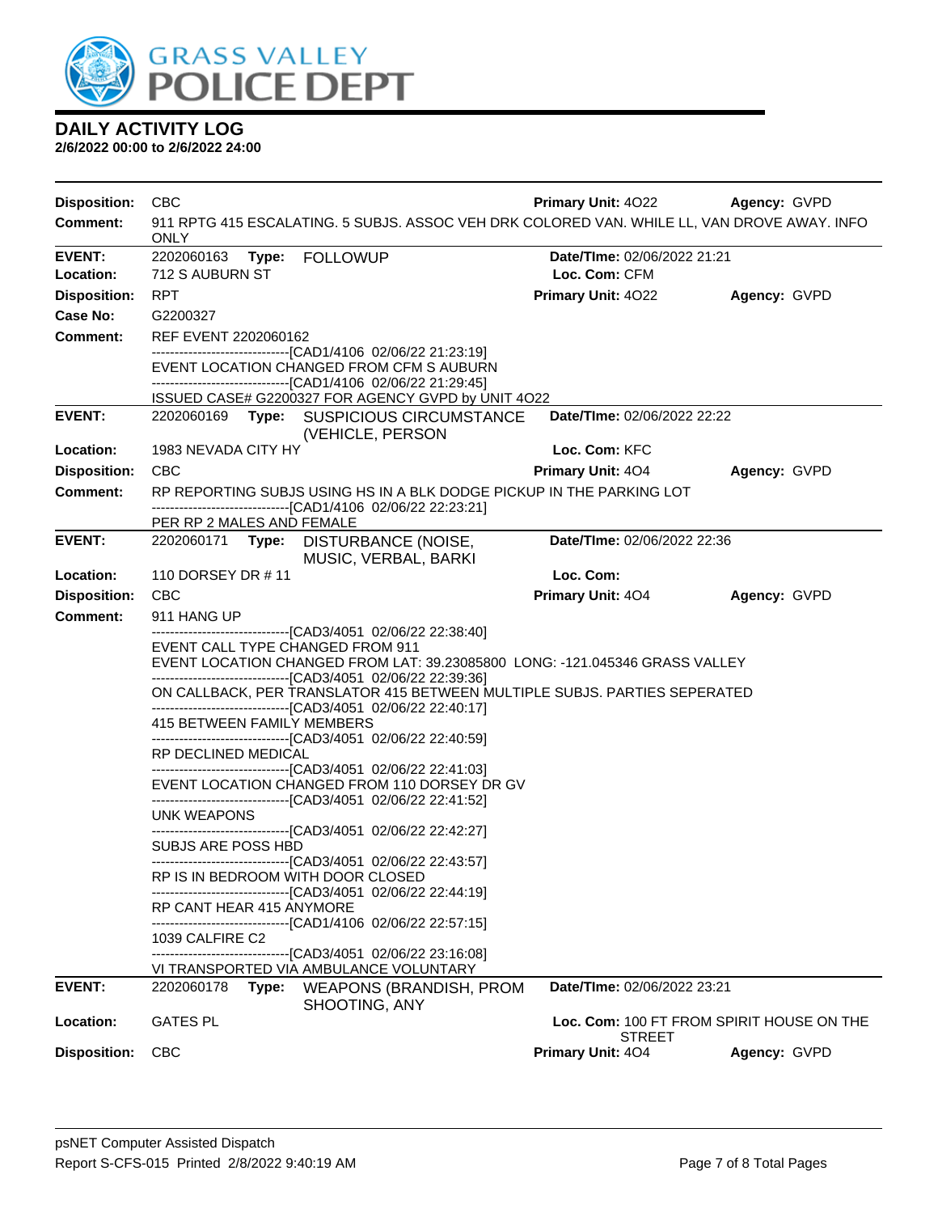# DAILY ACTIVITY LOG

**2/6/2022 00:00 to 2/6/2022 24:00**

**Disposition:** CBC **Primary Unit:** 4O22 **Agency:** GVPD
**Comment:** 911 RPTG 415 ESCALATING. 5 SUBJS. ASSOC VEH DRK COLORED VAN. WHILE LL, VAN DROVE AWAY. INFO ONLY

---

**EVENT:** 2202060163 **Type:** FOLLOWUP **Date/TIme:** 02/06/2022 21:21
**Location:** 712 S AUBURN ST **Loc. Com:** CFM
**Disposition:** RPT **Primary Unit:** 4O22 **Agency:** GVPD
**Case No:** G2200327
**Comment:** REF EVENT 2202060162

-------------------------------[CAD1/4106 02/06/22 21:23:19]
EVENT LOCATION CHANGED FROM CFM S AUBURN
-------------------------------[CAD1/4106 02/06/22 21:29:45]
ISSUED CASE# G2200327 FOR AGENCY GVPD by UNIT 4O22

---

**EVENT:** 2202060169 **Type:** SUSPICIOUS CIRCUMSTANCE (VEHICLE, PERSON **Date/TIme:** 02/06/2022 22:22
**Location:** 1983 NEVADA CITY HY **Loc. Com:** KFC
**Disposition:** CBC **Primary Unit:** 4O4 **Agency:** GVPD
**Comment:** RP REPORTING SUBJS USING HS IN A BLK DODGE PICKUP IN THE PARKING LOT

-------------------------------[CAD1/4106 02/06/22 22:23:21]
PER RP 2 MALES AND FEMALE

---

**EVENT:** 2202060171 **Type:** DISTURBANCE (NOISE, MUSIC, VERBAL, BARKI **Date/TIme:** 02/06/2022 22:36
**Location:** 110 DORSEY DR # 11 **Loc. Com:**
**Disposition:** CBC **Primary Unit:** 4O4 **Agency:** GVPD
**Comment:** 911 HANG UP

-------------------------------[CAD3/4051 02/06/22 22:38:40]
EVENT CALL TYPE CHANGED FROM 911
EVENT LOCATION CHANGED FROM LAT: 39.23085800 LONG: -121.045346 GRASS VALLEY
-------------------------------[CAD3/4051 02/06/22 22:39:36]
ON CALLBACK, PER TRANSLATOR 415 BETWEEN MULTIPLE SUBJS. PARTIES SEPERATED
-------------------------------[CAD3/4051 02/06/22 22:40:17]
415 BETWEEN FAMILY MEMBERS
-------------------------------[CAD3/4051 02/06/22 22:40:59]
RP DECLINED MEDICAL
-------------------------------[CAD3/4051 02/06/22 22:41:03]
EVENT LOCATION CHANGED FROM 110 DORSEY DR GV
-------------------------------[CAD3/4051 02/06/22 22:41:52]
UNK WEAPONS
-------------------------------[CAD3/4051 02/06/22 22:42:27]
SUBJS ARE POSS HBD
-------------------------------[CAD3/4051 02/06/22 22:43:57]
RP IS IN BEDROOM WITH DOOR CLOSED
-------------------------------[CAD3/4051 02/06/22 22:44:19]
RP CANT HEAR 415 ANYMORE
-------------------------------[CAD1/4106 02/06/22 22:57:15]
1039 CALFIRE C2
-------------------------------[CAD3/4051 02/06/22 23:16:08]
VI TRANSPORTED VIA AMBULANCE VOLUNTARY

---

**EVENT:** 2202060178 **Type:** WEAPONS (BRANDISH, PROM SHOOTING, ANY **Date/TIme:** 02/06/2022 23:21
**Location:** GATES PL **Loc. Com:** 100 FT FROM SPIRIT HOUSE ON THE STREET
**Disposition:** CBC **Primary Unit:** 4O4 **Agency:** GVPD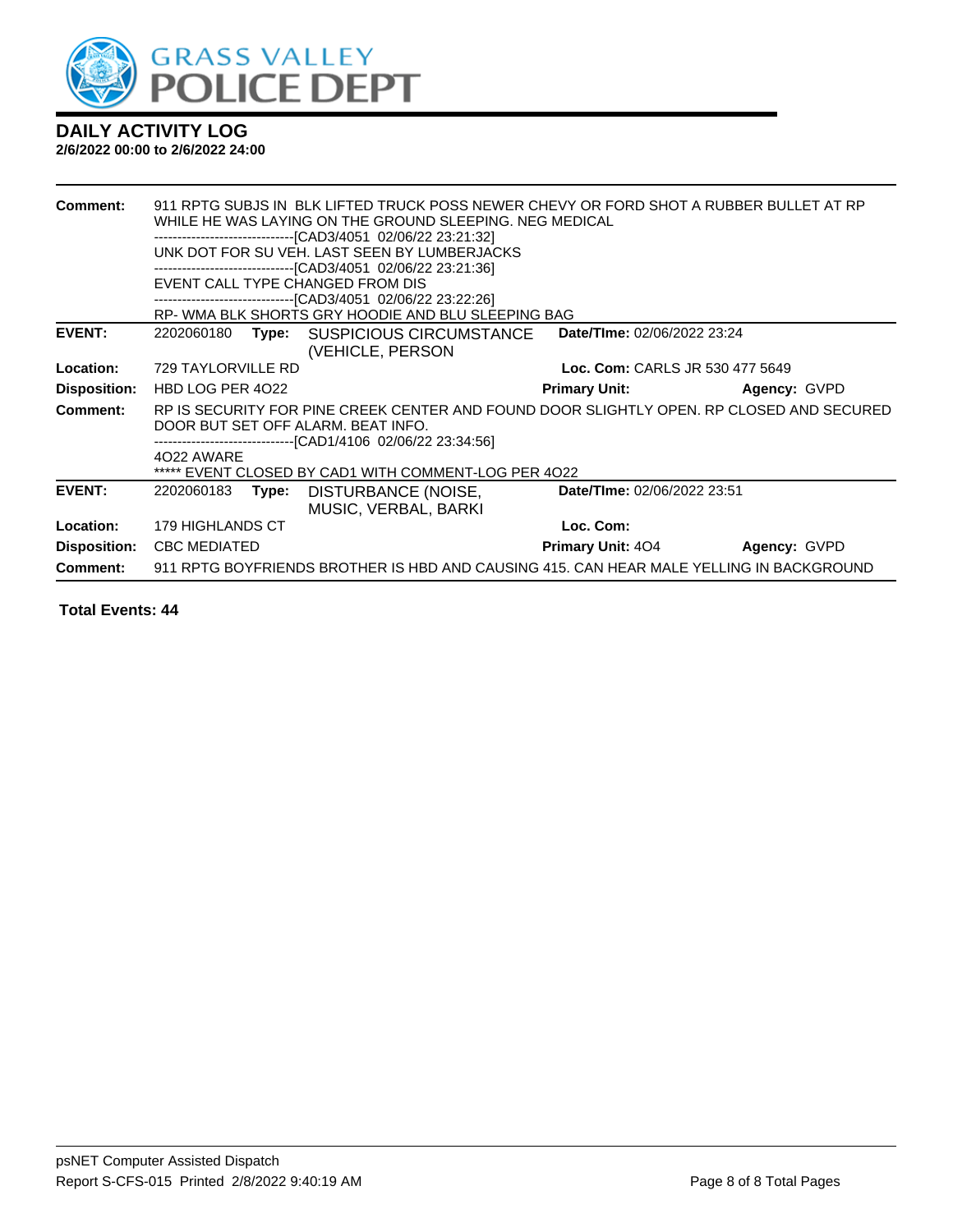# GRASS VALLEY POLICE DEPT

## DAILY ACTIVITY LOG

**2/6/2022 00:00 to 2/6/2022 24:00**

| | | | | |
|---|---|---|---|---|
| **Comment:** | 911 RPTG SUBJS IN BLK LIFTED TRUCK POSS NEWER CHEVY OR FORD SHOT A RUBBER BULLET AT RP WHILE HE WAS LAYING ON THE GROUND SLEEPING. NEG MEDICAL<br>------------------------------[CAD3/4051 02/06/22 23:21:32]<br>UNK DOT FOR SU VEH. LAST SEEN BY LUMBERJACKS<br>------------------------------[CAD3/4051 02/06/22 23:21:36]<br>EVENT CALL TYPE CHANGED FROM DIS<br>------------------------------[CAD3/4051 02/06/22 23:22:26]<br>RP- WMA BLK SHORTS GRY HOODIE AND BLU SLEEPING BAG | | | |
| **EVENT:** | 2202060180 **Type:** SUSPICIOUS CIRCUMSTANCE (VEHICLE, PERSON | | **Date/TIme:** 02/06/2022 23:24 | |
| **Location:** | 729 TAYLORVILLE RD | | **Loc. Com:** CARLS JR 530 477 5649 | |
| **Disposition:** | HBD LOG PER 4O22 | | **Primary Unit:** | **Agency:** GVPD |
| **Comment:** | RP IS SECURITY FOR PINE CREEK CENTER AND FOUND DOOR SLIGHTLY OPEN. RP CLOSED AND SECURED DOOR BUT SET OFF ALARM. BEAT INFO.<br>------------------------------[CAD1/4106 02/06/22 23:34:56]<br>4O22 AWARE<br>***** EVENT CLOSED BY CAD1 WITH COMMENT-LOG PER 4O22 | | | |
| **EVENT:** | 2202060183 **Type:** DISTURBANCE (NOISE, MUSIC, VERBAL, BARKI | | **Date/TIme:** 02/06/2022 23:51 | |
| **Location:** | 179 HIGHLANDS CT | | **Loc. Com:** | |
| **Disposition:** | CBC MEDIATED | | **Primary Unit:** 4O4 | **Agency:** GVPD |
| **Comment:** | 911 RPTG BOYFRIENDS BROTHER IS HBD AND CAUSING 415. CAN HEAR MALE YELLING IN BACKGROUND | | | |

**Total Events: 44**

psNET Computer Assisted Dispatch
Report S-CFS-015 Printed 2/8/2022 9:40:19 AM